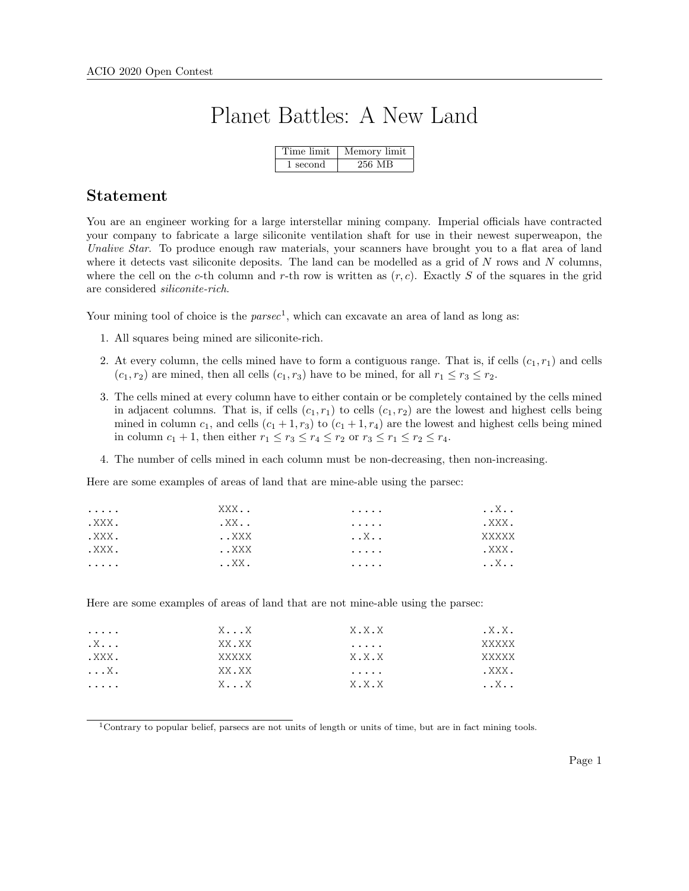# Planet Battles: A New Land

| Time limit | Memory limit |
| --- | --- |
| 1 second | 256 MB |

## Statement

You are an engineer working for a large interstellar mining company. Imperial officials have contracted your company to fabricate a large siliconite ventilation shaft for use in their newest superweapon, the *Unalive Star*. To produce enough raw materials, your scanners have brought you to a flat area of land where it detects vast siliconite deposits. The land can be modelled as a grid of $N$ rows and $N$ columns, where the cell on the $c$-th column and $r$-th row is written as $(r, c)$. Exactly $S$ of the squares in the grid are considered *siliconite-rich*.

Your mining tool of choice is the *parsec*[1], which can excavate an area of land as long as:

1. All squares being mined are siliconite-rich.
2. At every column, the cells mined have to form a contiguous range. That is, if cells $(c_1, r_1)$ and cells $(c_1, r_2)$ are mined, then all cells $(c_1, r_3)$ have to be mined, for all $r_1 \le r_3 \le r_2$.
3. The cells mined at every column have to either contain or be completely contained by the cells mined in adjacent columns. That is, if cells $(c_1, r_1)$ to cells $(c_1, r_2)$ are the lowest and highest cells being mined in column $c_1$, and cells $(c_1 + 1, r_3)$ to $(c_1 + 1, r_4)$ are the lowest and highest cells being mined in column $c_1 + 1$, then either $r_1 \le r_3 \le r_4 \le r_2$ or $r_3 \le r_1 \le r_2 \le r_4$.
4. The number of cells mined in each column must be non-decreasing, then non-increasing.

Here are some examples of areas of land that are mine-able using the parsec:

```
.....        XXX..        .....        ..X..
.XXX.        .XX..        .....        .XXX.
.XXX.        ..XXX        ..X..        XXXXX
.XXX.        ..XXX        .....        .XXX.
.....        ..XX.        .....        ..X..
```

Here are some examples of areas of land that are not mine-able using the parsec:

```
.....        X...X        X.X.X        .X.X.
.X...        XX.XX        .....        XXXXX
.XXX.        XXXXX        X.X.X        XXXXX
...X.        XX.XX        .....        .XXX.
.....        X...X        X.X.X        ..X..
```

[1] Contrary to popular belief, parsecs are not units of length or units of time, but are in fact mining tools.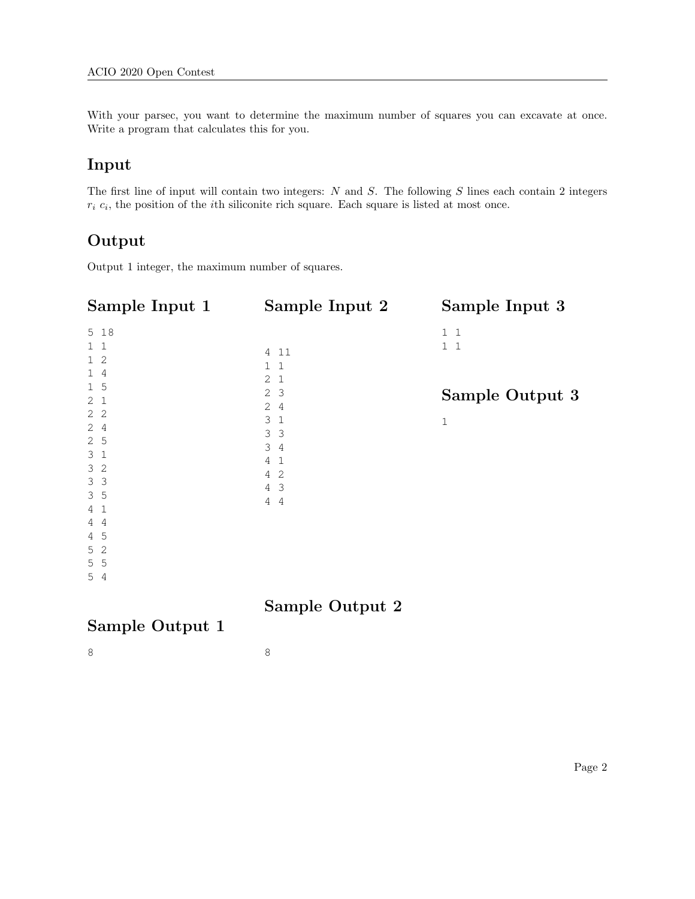With your parsec, you want to determine the maximum number of squares you can excavate at once. Write a program that calculates this for you.

## Input

The first line of input will contain two integers: $N$ and $S$. The following $S$ lines each contain 2 integers $r_i$ $c_i$, the position of the $i$th siliconite rich square. Each square is listed at most once.

## Output

Output 1 integer, the maximum number of squares.

## Sample Input 1

```
5 18
1 1
1 2
1 4
1 5
2 1
2 2
2 4
2 5
3 1
3 2
3 3
3 5
4 1
4 4
4 5
5 2
5 5
5 4
```

## Sample Output 1

```
8
```

## Sample Input 2

```
4 11
1 1
2 1
2 3
2 4
3 1
3 3
3 4
4 1
4 2
4 3
4 4
```

## Sample Output 2

```
8
```

## Sample Input 3

```
1 1
1 1
```

## Sample Output 3

```
1
```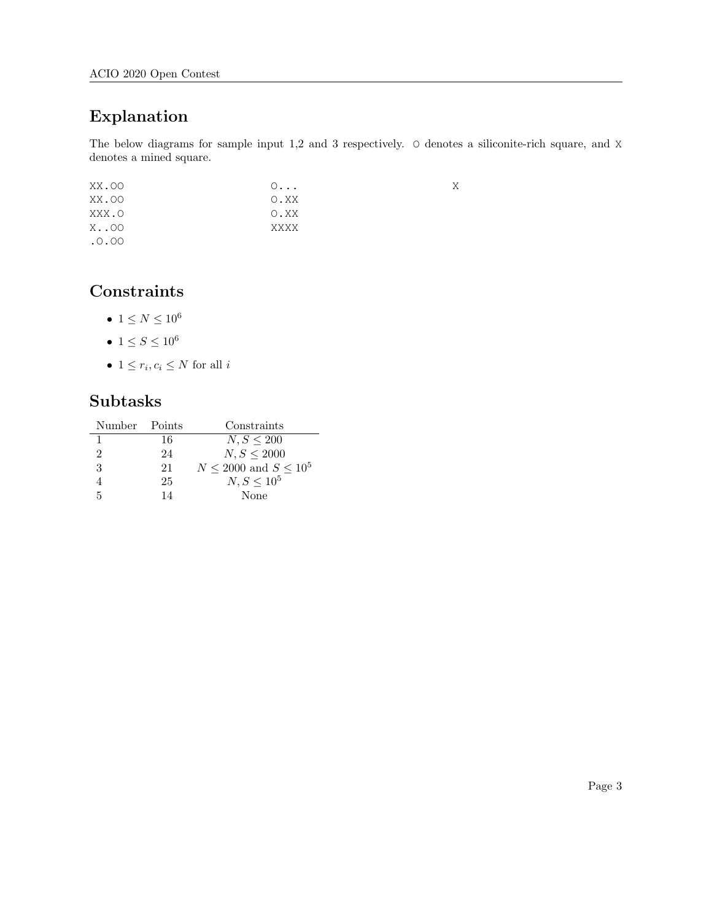## Explanation

The below diagrams for sample input 1,2 and 3 respectively. O denotes a siliconite-rich square, and X denotes a mined square.

```
XX.OO
XX.OO
XXX.O
X..OO
.O.OO
```

```
O...
O.XX
O.XX
XXXX
```

```
X
```

## Constraints

- $1 \leq N \leq 10^6$
- $1 \leq S \leq 10^6$
- $1 \leq r_i, c_i \leq N$ for all $i$

## Subtasks

| Number | Points | Constraints |
|---|---|---|
| 1 | 16 | $N, S \leq 200$ |
| 2 | 24 | $N, S \leq 2000$ |
| 3 | 21 | $N \leq 2000$ and $S \leq 10^5$ |
| 4 | 25 | $N, S \leq 10^5$ |
| 5 | 14 | None |